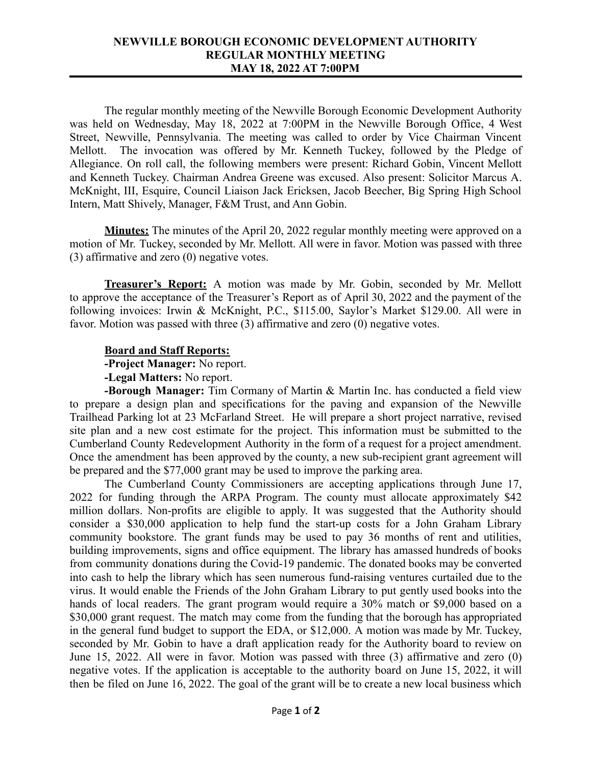# NEWVILLE BOROUGH ECONOMIC DEVELOPMENT AUTHORITY
## REGULAR MONTHLY MEETING
## MAY 18, 2022 AT 7:00PM

The regular monthly meeting of the Newville Borough Economic Development Authority was held on Wednesday, May 18, 2022 at 7:00PM in the Newville Borough Office, 4 West Street, Newville, Pennsylvania. The meeting was called to order by Vice Chairman Vincent Mellott. The invocation was offered by Mr. Kenneth Tuckey, followed by the Pledge of Allegiance. On roll call, the following members were present: Richard Gobin, Vincent Mellott and Kenneth Tuckey. Chairman Andrea Greene was excused. Also present: Solicitor Marcus A. McKnight, III, Esquire, Council Liaison Jack Ericksen, Jacob Beecher, Big Spring High School Intern, Matt Shively, Manager, F&M Trust, and Ann Gobin.

**Minutes:** The minutes of the April 20, 2022 regular monthly meeting were approved on a motion of Mr. Tuckey, seconded by Mr. Mellott. All were in favor. Motion was passed with three (3) affirmative and zero (0) negative votes.

**Treasurer's Report:** A motion was made by Mr. Gobin, seconded by Mr. Mellott to approve the acceptance of the Treasurer's Report as of April 30, 2022 and the payment of the following invoices: Irwin & McKnight, P.C., $115.00, Saylor's Market $129.00. All were in favor. Motion was passed with three (3) affirmative and zero (0) negative votes.

**Board and Staff Reports:**

**-Project Manager:** No report.

**-Legal Matters:** No report.

**-Borough Manager:** Tim Cormany of Martin & Martin Inc. has conducted a field view to prepare a design plan and specifications for the paving and expansion of the Newville Trailhead Parking lot at 23 McFarland Street. He will prepare a short project narrative, revised site plan and a new cost estimate for the project. This information must be submitted to the Cumberland County Redevelopment Authority in the form of a request for a project amendment. Once the amendment has been approved by the county, a new sub-recipient grant agreement will be prepared and the $77,000 grant may be used to improve the parking area.

The Cumberland County Commissioners are accepting applications through June 17, 2022 for funding through the ARPA Program. The county must allocate approximately $42 million dollars. Non-profits are eligible to apply. It was suggested that the Authority should consider a $30,000 application to help fund the start-up costs for a John Graham Library community bookstore. The grant funds may be used to pay 36 months of rent and utilities, building improvements, signs and office equipment. The library has amassed hundreds of books from community donations during the Covid-19 pandemic. The donated books may be converted into cash to help the library which has seen numerous fund-raising ventures curtailed due to the virus. It would enable the Friends of the John Graham Library to put gently used books into the hands of local readers. The grant program would require a 30% match or $9,000 based on a $30,000 grant request. The match may come from the funding that the borough has appropriated in the general fund budget to support the EDA, or $12,000. A motion was made by Mr. Tuckey, seconded by Mr. Gobin to have a draft application ready for the Authority board to review on June 15, 2022. All were in favor. Motion was passed with three (3) affirmative and zero (0) negative votes. If the application is acceptable to the authority board on June 15, 2022, it will then be filed on June 16, 2022. The goal of the grant will be to create a new local business which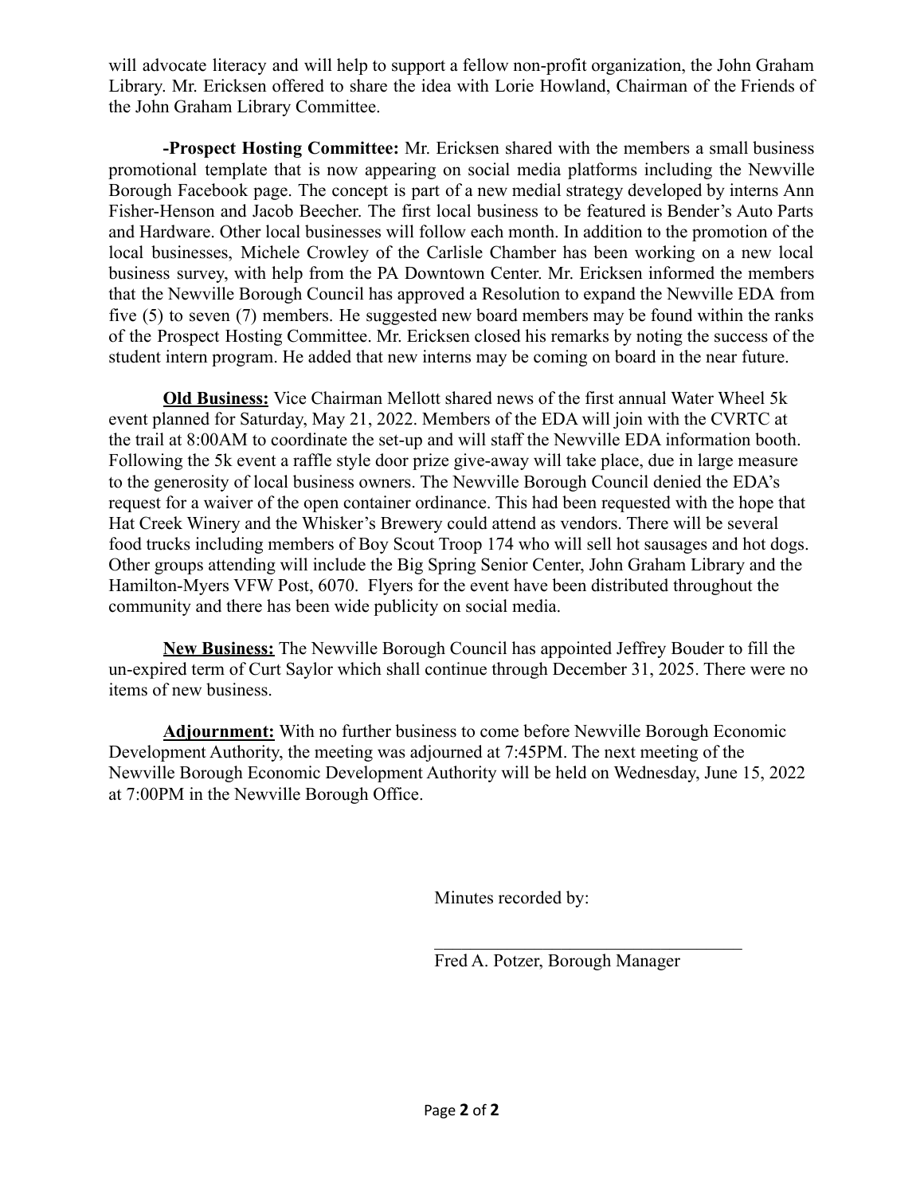will advocate literacy and will help to support a fellow non-profit organization, the John Graham Library. Mr. Ericksen offered to share the idea with Lorie Howland, Chairman of the Friends of the John Graham Library Committee.

**-Prospect Hosting Committee:** Mr. Ericksen shared with the members a small business promotional template that is now appearing on social media platforms including the Newville Borough Facebook page. The concept is part of a new medial strategy developed by interns Ann Fisher-Henson and Jacob Beecher. The first local business to be featured is Bender's Auto Parts and Hardware. Other local businesses will follow each month. In addition to the promotion of the local businesses, Michele Crowley of the Carlisle Chamber has been working on a new local business survey, with help from the PA Downtown Center. Mr. Ericksen informed the members that the Newville Borough Council has approved a Resolution to expand the Newville EDA from five (5) to seven (7) members. He suggested new board members may be found within the ranks of the Prospect Hosting Committee. Mr. Ericksen closed his remarks by noting the success of the student intern program. He added that new interns may be coming on board in the near future.

**Old Business:** Vice Chairman Mellott shared news of the first annual Water Wheel 5k event planned for Saturday, May 21, 2022. Members of the EDA will join with the CVRTC at the trail at 8:00AM to coordinate the set-up and will staff the Newville EDA information booth. Following the 5k event a raffle style door prize give-away will take place, due in large measure to the generosity of local business owners. The Newville Borough Council denied the EDA's request for a waiver of the open container ordinance. This had been requested with the hope that Hat Creek Winery and the Whisker's Brewery could attend as vendors. There will be several food trucks including members of Boy Scout Troop 174 who will sell hot sausages and hot dogs. Other groups attending will include the Big Spring Senior Center, John Graham Library and the Hamilton-Myers VFW Post, 6070. Flyers for the event have been distributed throughout the community and there has been wide publicity on social media.

**New Business:** The Newville Borough Council has appointed Jeffrey Bouder to fill the un-expired term of Curt Saylor which shall continue through December 31, 2025. There were no items of new business.

**Adjournment:** With no further business to come before Newville Borough Economic Development Authority, the meeting was adjourned at 7:45PM. The next meeting of the Newville Borough Economic Development Authority will be held on Wednesday, June 15, 2022 at 7:00PM in the Newville Borough Office.

Minutes recorded by:

\_\_\_\_\_\_\_\_\_\_\_\_\_\_\_\_\_\_\_\_\_\_\_\_\_\_\_\_\_\_\_\_\_\_\_

Fred A. Potzer, Borough Manager